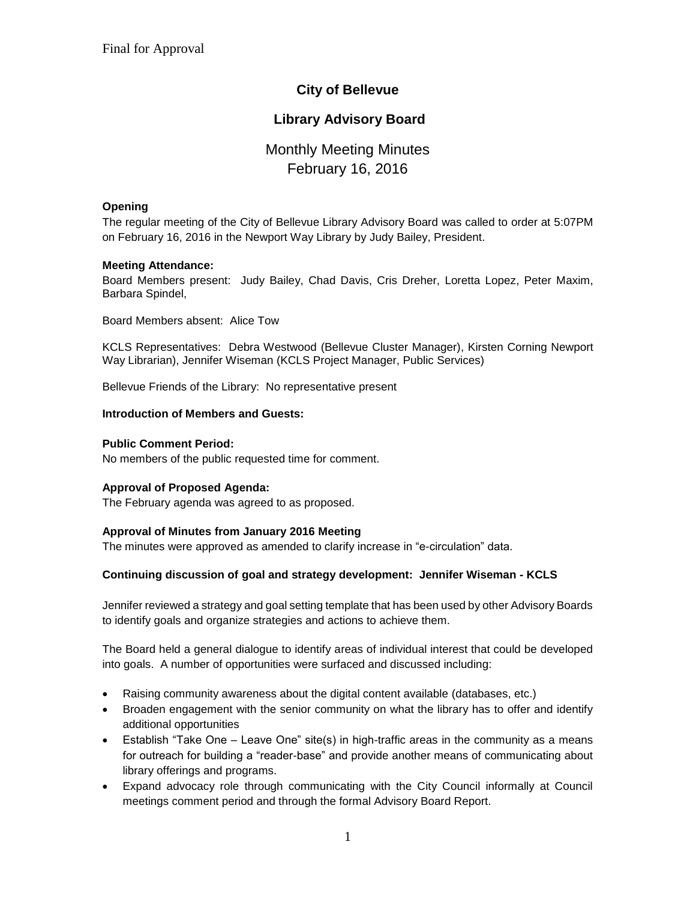Final for Approval

# City of Bellevue

## Library Advisory Board

### Monthly Meeting Minutes
### February 16, 2016

**Opening**

The regular meeting of the City of Bellevue Library Advisory Board was called to order at 5:07PM on February 16, 2016 in the Newport Way Library by Judy Bailey, President.

**Meeting Attendance:**

Board Members present: Judy Bailey, Chad Davis, Cris Dreher, Loretta Lopez, Peter Maxim, Barbara Spindel,

Board Members absent: Alice Tow

KCLS Representatives: Debra Westwood (Bellevue Cluster Manager), Kirsten Corning Newport Way Librarian), Jennifer Wiseman (KCLS Project Manager, Public Services)

Bellevue Friends of the Library: No representative present

**Introduction of Members and Guests:**

**Public Comment Period:**

No members of the public requested time for comment.

**Approval of Proposed Agenda:**

The February agenda was agreed to as proposed.

**Approval of Minutes from January 2016 Meeting**

The minutes were approved as amended to clarify increase in "e-circulation" data.

**Continuing discussion of goal and strategy development: Jennifer Wiseman - KCLS**

Jennifer reviewed a strategy and goal setting template that has been used by other Advisory Boards to identify goals and organize strategies and actions to achieve them.

The Board held a general dialogue to identify areas of individual interest that could be developed into goals. A number of opportunities were surfaced and discussed including:

- Raising community awareness about the digital content available (databases, etc.)
- Broaden engagement with the senior community on what the library has to offer and identify additional opportunities
- Establish "Take One – Leave One" site(s) in high-traffic areas in the community as a means for outreach for building a "reader-base" and provide another means of communicating about library offerings and programs.
- Expand advocacy role through communicating with the City Council informally at Council meetings comment period and through the formal Advisory Board Report.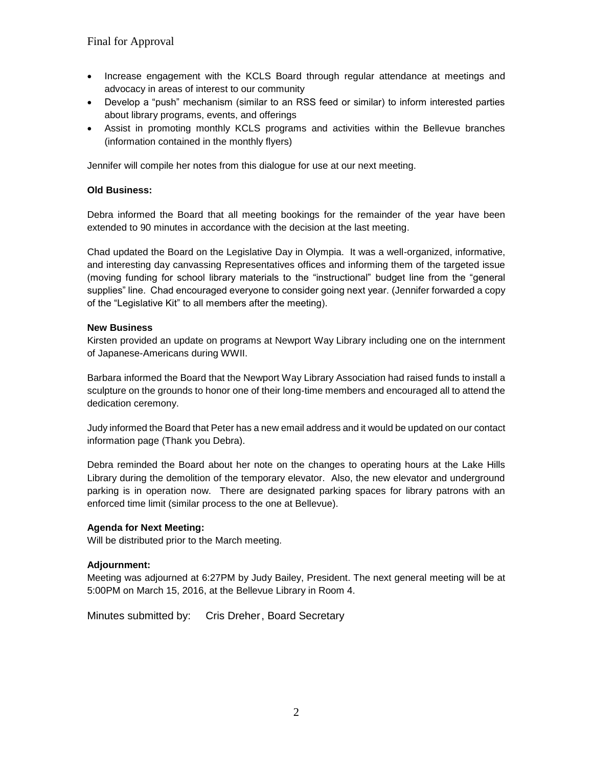- Increase engagement with the KCLS Board through regular attendance at meetings and advocacy in areas of interest to our community
- Develop a "push" mechanism (similar to an RSS feed or similar) to inform interested parties about library programs, events, and offerings
- Assist in promoting monthly KCLS programs and activities within the Bellevue branches (information contained in the monthly flyers)

Jennifer will compile her notes from this dialogue for use at our next meeting.

**Old Business:**

Debra informed the Board that all meeting bookings for the remainder of the year have been extended to 90 minutes in accordance with the decision at the last meeting.

Chad updated the Board on the Legislative Day in Olympia. It was a well-organized, informative, and interesting day canvassing Representatives offices and informing them of the targeted issue (moving funding for school library materials to the "instructional" budget line from the "general supplies" line. Chad encouraged everyone to consider going next year. (Jennifer forwarded a copy of the "Legislative Kit" to all members after the meeting).

**New Business**

Kirsten provided an update on programs at Newport Way Library including one on the internment of Japanese-Americans during WWII.

Barbara informed the Board that the Newport Way Library Association had raised funds to install a sculpture on the grounds to honor one of their long-time members and encouraged all to attend the dedication ceremony.

Judy informed the Board that Peter has a new email address and it would be updated on our contact information page (Thank you Debra).

Debra reminded the Board about her note on the changes to operating hours at the Lake Hills Library during the demolition of the temporary elevator. Also, the new elevator and underground parking is in operation now. There are designated parking spaces for library patrons with an enforced time limit (similar process to the one at Bellevue).

**Agenda for Next Meeting:**

Will be distributed prior to the March meeting.

**Adjournment:**

Meeting was adjourned at 6:27PM by Judy Bailey, President. The next general meeting will be at 5:00PM on March 15, 2016, at the Bellevue Library in Room 4.

Minutes submitted by: Cris Dreher, Board Secretary